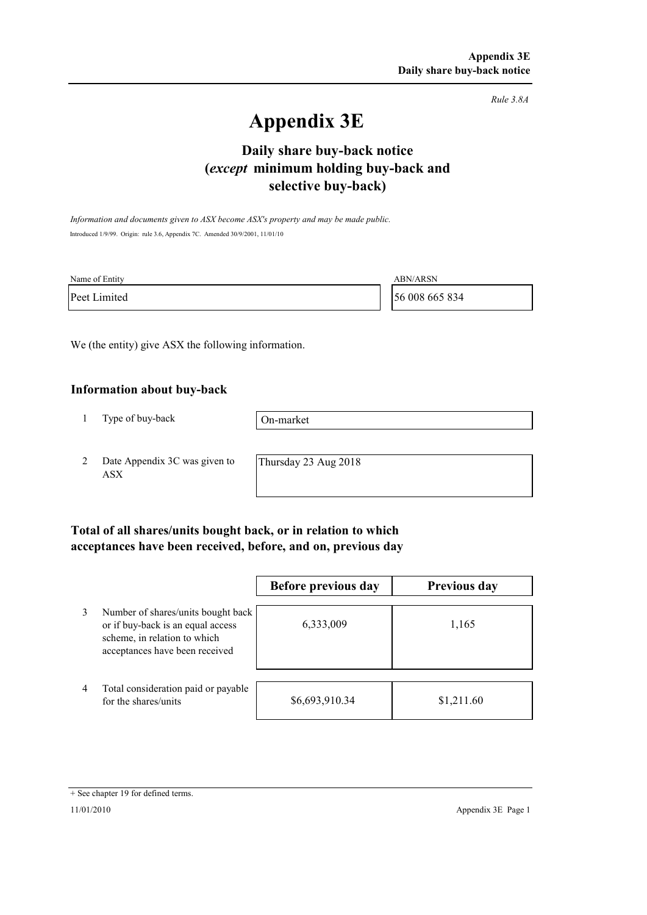*Rule 3.8A*

# Appendix 3E

## Daily share buy-back notice (*except* minimum holding buy-back and selective buy-back)

*Information and documents given to ASX become ASX's property and may be made public.*

Introduced 1/9/99. Origin: rule 3.6, Appendix 7C. Amended 30/9/2001, 11/01/10

| Name of Entity | ABN/ARSN |
|---|---|
| Peet Limited | 56 008 665 834 |

We (the entity) give ASX the following information.

### Information about buy-back

| | | |
|---|---|---|
| 1 | Type of buy-back | On-market |
| 2 | Date Appendix 3C was given to ASX | Thursday 23 Aug 2018 |

### Total of all shares/units bought back, or in relation to which acceptances have been received, before, and on, previous day

| | | Before previous day | Previous day |
|---|---|---|---|
| 3 | Number of shares/units bought back or if buy-back is an equal access scheme, in relation to which acceptances have been received | 6,333,009 | 1,165 |
| 4 | Total consideration paid or payable for the shares/units | $6,693,910.34 | $1,211.60 |

+ See chapter 19 for defined terms.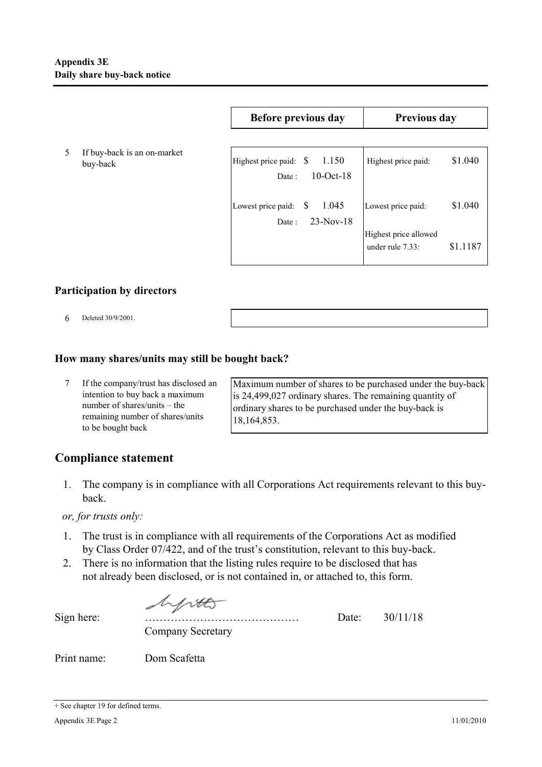**Appendix 3E**
**Daily share buy-back notice**

| | | Before previous day | Previous day |
|---|---|---|---|
| 5 | If buy-back is an on-market buy-back | Highest price paid: $ 1.150<br>Date : 10-Oct-18<br><br>Lowest price paid: $ 1.045<br>Date : 23-Nov-18 | Highest price paid: $1.040<br><br>Lowest price paid: $1.040<br><br>Highest price allowed under rule 7.33: $1.1187 |

## Participation by directors

| | | |
|---|---|---|
| 6 | Deleted 30/9/2001. | |

## How many shares/units may still be bought back?

| | | |
|---|---|---|
| 7 | If the company/trust has disclosed an intention to buy back a maximum number of shares/units – the remaining number of shares/units to be bought back | Maximum number of shares to be purchased under the buy-back is 24,499,027 ordinary shares. The remaining quantity of ordinary shares to be purchased under the buy-back is 18,164,853. |

## Compliance statement

1. The company is in compliance with all Corporations Act requirements relevant to this buy-back.

*or, for trusts only:*

1. The trust is in compliance with all requirements of the Corporations Act as modified by Class Order 07/422, and of the trust's constitution, relevant to this buy-back.
2. There is no information that the listing rules require to be disclosed that has not already been disclosed, or is not contained in, or attached to, this form.

Sign here: …………………………………… Date: 30/11/18
Company Secretary

Print name: Dom Scafetta

+ See chapter 19 for defined terms.